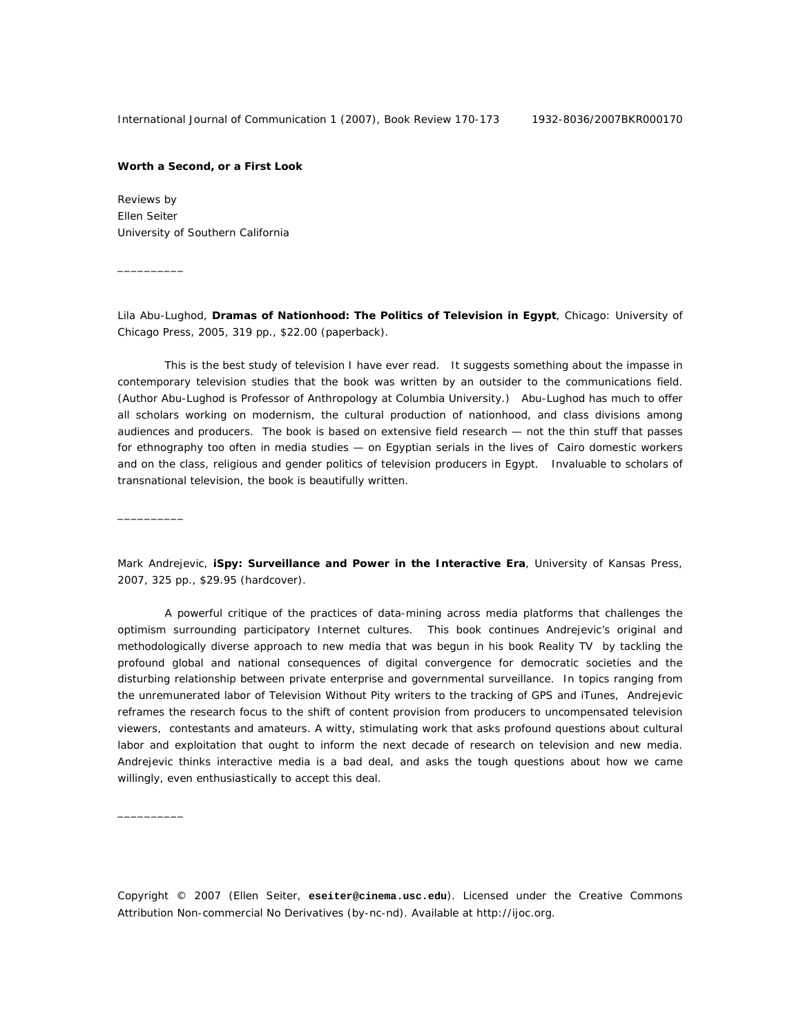**Worth a Second, or a First Look**

Reviews by
Ellen Seiter
University of Southern California

---

Lila Abu-Lughod, **Dramas of Nationhood: The Politics of Television in Egypt**, Chicago: University of Chicago Press, 2005, 319 pp., $22.00 (paperback).

This is the best study of television I have ever read. It suggests something about the impasse in contemporary television studies that the book was written by an outsider to the communications field. (Author Abu-Lughod is Professor of Anthropology at Columbia University.) Abu-Lughod has much to offer all scholars working on modernism, the cultural production of nationhood, and class divisions among audiences and producers. The book is based on extensive field research — not the thin stuff that passes for ethnography too often in media studies — on Egyptian serials in the lives of Cairo domestic workers and on the class, religious and gender politics of television producers in Egypt. Invaluable to scholars of transnational television, the book is beautifully written.

---

Mark Andrejevic, **iSpy: Surveillance and Power in the Interactive Era**, University of Kansas Press, 2007, 325 pp., $29.95 (hardcover).

A powerful critique of the practices of data-mining across media platforms that challenges the optimism surrounding participatory Internet cultures. This book continues Andrejevic's original and methodologically diverse approach to new media that was begun in his book Reality TV by tackling the profound global and national consequences of digital convergence for democratic societies and the disturbing relationship between private enterprise and governmental surveillance. In topics ranging from the unremunerated labor of Television Without Pity writers to the tracking of GPS and iTunes, Andrejevic reframes the research focus to the shift of content provision from producers to uncompensated television viewers, contestants and amateurs. A witty, stimulating work that asks profound questions about cultural labor and exploitation that ought to inform the next decade of research on television and new media. Andrejevic thinks interactive media is a bad deal, and asks the tough questions about how we came willingly, even enthusiastically to accept this deal.

---

Copyright © 2007 (Ellen Seiter, **eseiter@cinema.usc.edu**). Licensed under the Creative Commons Attribution Non-commercial No Derivatives (by-nc-nd). Available at http://ijoc.org.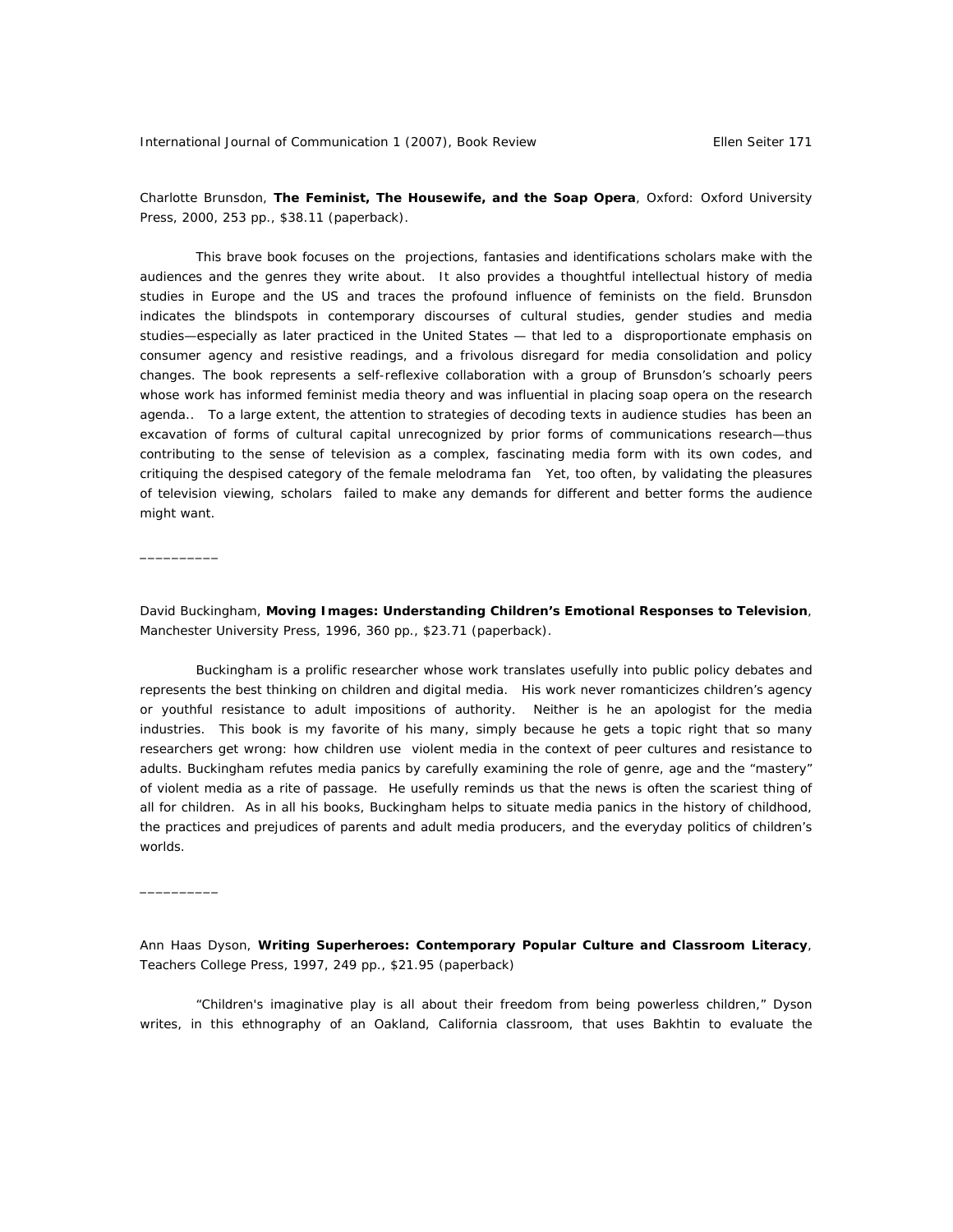Charlotte Brunsdon, **The Feminist, The Housewife, and the Soap Opera**, Oxford: Oxford University Press, 2000, 253 pp., $38.11 (paperback).

This brave book focuses on the projections, fantasies and identifications scholars make with the audiences and the genres they write about. It also provides a thoughtful intellectual history of media studies in Europe and the US and traces the profound influence of feminists on the field. Brunsdon indicates the blindspots in contemporary discourses of cultural studies, gender studies and media studies—especially as later practiced in the United States — that led to a disproportionate emphasis on consumer agency and resistive readings, and a frivolous disregard for media consolidation and policy changes. The book represents a self-reflexive collaboration with a group of Brunsdon's schoarly peers whose work has informed feminist media theory and was influential in placing soap opera on the research agenda.. To a large extent, the attention to strategies of decoding texts in audience studies has been an excavation of forms of cultural capital unrecognized by prior forms of communications research—thus contributing to the sense of television as a complex, fascinating media form with its own codes, and critiquing the despised category of the female melodrama fan Yet, too often, by validating the pleasures of television viewing, scholars failed to make any demands for different and better forms the audience might want.

__________

David Buckingham, **Moving Images: Understanding Children's Emotional Responses to Television**, Manchester University Press, 1996, 360 pp., $23.71 (paperback).

Buckingham is a prolific researcher whose work translates usefully into public policy debates and represents the best thinking on children and digital media. His work never romanticizes children's agency or youthful resistance to adult impositions of authority. Neither is he an apologist for the media industries. This book is my favorite of his many, simply because he gets a topic right that so many researchers get wrong: how children use violent media in the context of peer cultures and resistance to adults. Buckingham refutes media panics by carefully examining the role of genre, age and the "mastery" of violent media as a rite of passage. He usefully reminds us that the news is often the scariest thing of all for children. As in all his books, Buckingham helps to situate media panics in the history of childhood, the practices and prejudices of parents and adult media producers, and the everyday politics of children's worlds.

__________

Ann Haas Dyson, **Writing Superheroes: Contemporary Popular Culture and Classroom Literacy**, Teachers College Press, 1997, 249 pp., $21.95 (paperback)

"Children's imaginative play is all about their freedom from being powerless children," Dyson writes, in this ethnography of an Oakland, California classroom, that uses Bakhtin to evaluate the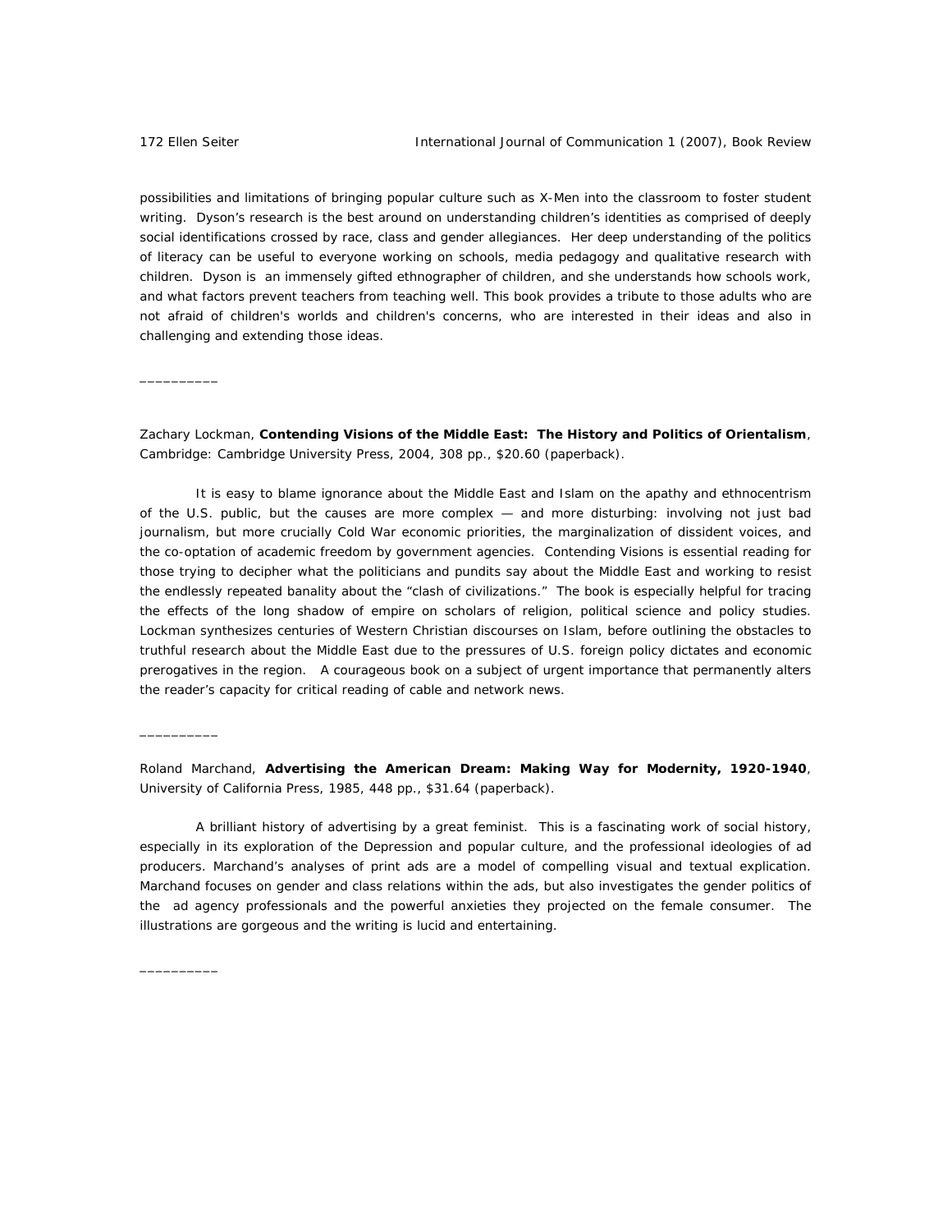possibilities and limitations of bringing popular culture such as X-Men into the classroom to foster student writing. Dyson's research is the best around on understanding children's identities as comprised of deeply social identifications crossed by race, class and gender allegiances. Her deep understanding of the politics of literacy can be useful to everyone working on schools, media pedagogy and qualitative research with children. Dyson is an immensely gifted ethnographer of children, and she understands how schools work, and what factors prevent teachers from teaching well. This book provides a tribute to those adults who are not afraid of children's worlds and children's concerns, who are interested in their ideas and also in challenging and extending those ideas.

__________

Zachary Lockman, **Contending Visions of the Middle East: The History and Politics of Orientalism**, Cambridge: Cambridge University Press, 2004, 308 pp., $20.60 (paperback).

It is easy to blame ignorance about the Middle East and Islam on the apathy and ethnocentrism of the U.S. public, but the causes are more complex — and more disturbing: involving not just bad journalism, but more crucially Cold War economic priorities, the marginalization of dissident voices, and the co-optation of academic freedom by government agencies. Contending Visions is essential reading for those trying to decipher what the politicians and pundits say about the Middle East and working to resist the endlessly repeated banality about the "clash of civilizations." The book is especially helpful for tracing the effects of the long shadow of empire on scholars of religion, political science and policy studies. Lockman synthesizes centuries of Western Christian discourses on Islam, before outlining the obstacles to truthful research about the Middle East due to the pressures of U.S. foreign policy dictates and economic prerogatives in the region. A courageous book on a subject of urgent importance that permanently alters the reader's capacity for critical reading of cable and network news.

__________

Roland Marchand, **Advertising the American Dream: Making Way for Modernity, 1920-1940**, University of California Press, 1985, 448 pp., $31.64 (paperback).

A brilliant history of advertising by a great feminist. This is a fascinating work of social history, especially in its exploration of the Depression and popular culture, and the professional ideologies of ad producers. Marchand's analyses of print ads are a model of compelling visual and textual explication. Marchand focuses on gender and class relations within the ads, but also investigates the gender politics of the ad agency professionals and the powerful anxieties they projected on the female consumer. The illustrations are gorgeous and the writing is lucid and entertaining.

__________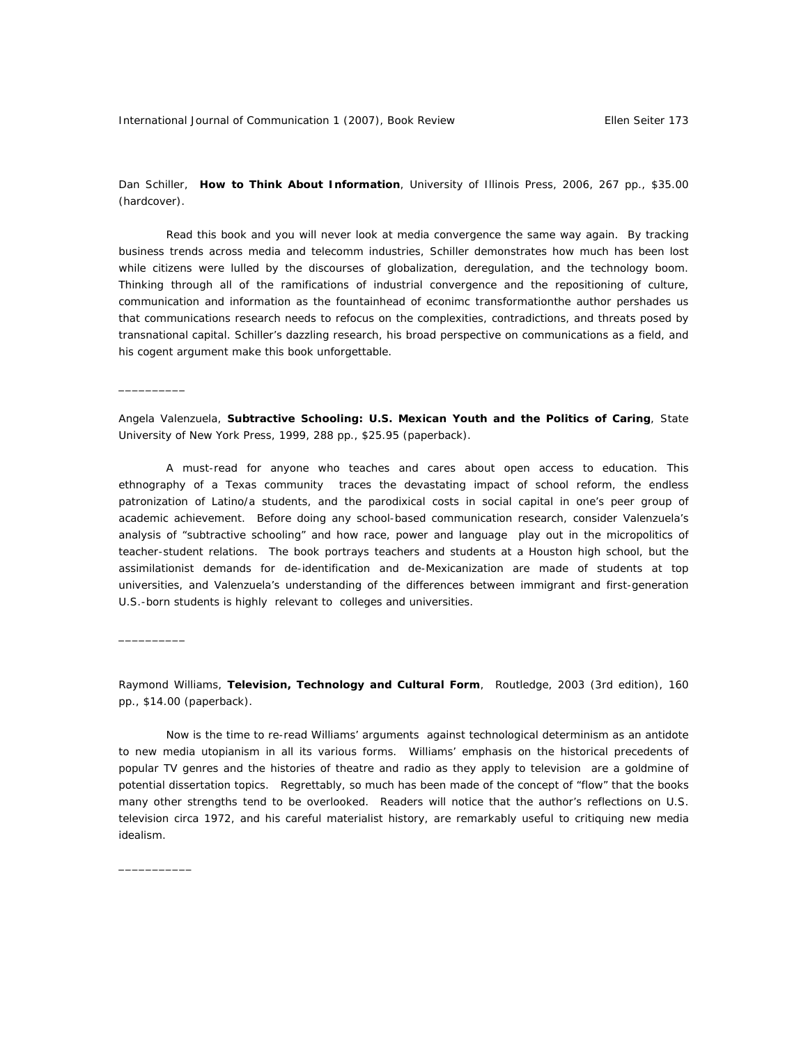Dan Schiller, **How to Think About Information**, University of Illinois Press, 2006, 267 pp., $35.00 (hardcover).

Read this book and you will never look at media convergence the same way again. By tracking business trends across media and telecomm industries, Schiller demonstrates how much has been lost while citizens were lulled by the discourses of globalization, deregulation, and the technology boom. Thinking through all of the ramifications of industrial convergence and the repositioning of culture, communication and information as the fountainhead of econimc transformationthe author pershades us that communications research needs to refocus on the complexities, contradictions, and threats posed by transnational capital. Schiller's dazzling research, his broad perspective on communications as a field, and his cogent argument make this book unforgettable.

__________

Angela Valenzuela, **Subtractive Schooling: U.S. Mexican Youth and the Politics of Caring**, State University of New York Press, 1999, 288 pp., $25.95 (paperback).

A must-read for anyone who teaches and cares about open access to education. This ethnography of a Texas community traces the devastating impact of school reform, the endless patronization of Latino/a students, and the parodixical costs in social capital in one's peer group of academic achievement. Before doing any school-based communication research, consider Valenzuela's analysis of "subtractive schooling" and how race, power and language play out in the micropolitics of teacher-student relations. The book portrays teachers and students at a Houston high school, but the assimilationist demands for de-identification and de-Mexicanization are made of students at top universities, and Valenzuela's understanding of the differences between immigrant and first-generation U.S.-born students is highly relevant to colleges and universities.

__________

Raymond Williams, **Television, Technology and Cultural Form**, Routledge, 2003 (3rd edition), 160 pp., $14.00 (paperback).

Now is the time to re-read Williams' arguments against technological determinism as an antidote to new media utopianism in all its various forms. Williams' emphasis on the historical precedents of popular TV genres and the histories of theatre and radio as they apply to television are a goldmine of potential dissertation topics. Regrettably, so much has been made of the concept of "flow" that the books many other strengths tend to be overlooked. Readers will notice that the author's reflections on U.S. television circa 1972, and his careful materialist history, are remarkably useful to critiquing new media idealism.

___________